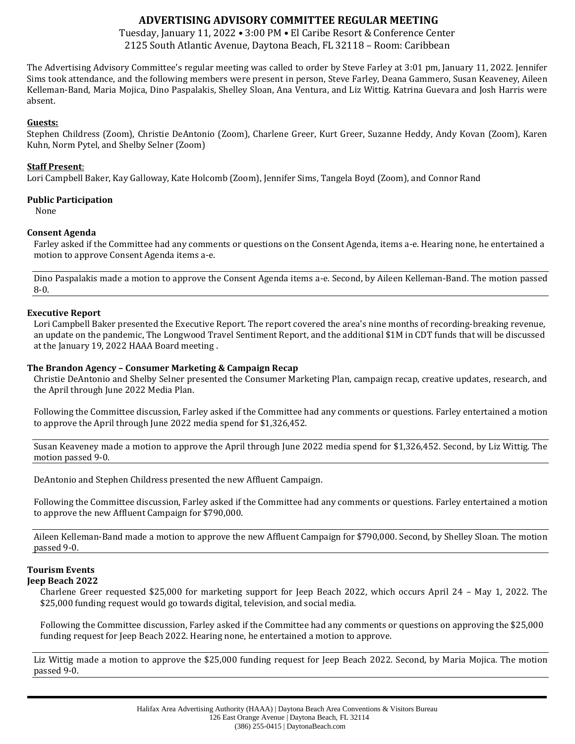# ADVERTISING ADVISORY COMMITTEE REGULAR MEETING

Tuesday, January 11, 2022 • 3:00 PM • El Caribe Resort & Conference Center
2125 South Atlantic Avenue, Daytona Beach, FL 32118 – Room: Caribbean

The Advertising Advisory Committee's regular meeting was called to order by Steve Farley at 3:01 pm, January 11, 2022. Jennifer Sims took attendance, and the following members were present in person, Steve Farley, Deana Gammero, Susan Keaveney, Aileen Kelleman-Band, Maria Mojica, Dino Paspalakis, Shelley Sloan, Ana Ventura, and Liz Wittig. Katrina Guevara and Josh Harris were absent.

**Guests:**
Stephen Childress (Zoom), Christie DeAntonio (Zoom), Charlene Greer, Kurt Greer, Suzanne Heddy, Andy Kovan (Zoom), Karen Kuhn, Norm Pytel, and Shelby Selner (Zoom)

**Staff Present**:
Lori Campbell Baker, Kay Galloway, Kate Holcomb (Zoom), Jennifer Sims, Tangela Boyd (Zoom), and Connor Rand

**Public Participation**

None

**Consent Agenda**

Farley asked if the Committee had any comments or questions on the Consent Agenda, items a-e. Hearing none, he entertained a motion to approve Consent Agenda items a-e.

Dino Paspalakis made a motion to approve the Consent Agenda items a-e. Second, by Aileen Kelleman-Band. The motion passed 8-0.

**Executive Report**

Lori Campbell Baker presented the Executive Report. The report covered the area's nine months of recording-breaking revenue, an update on the pandemic, The Longwood Travel Sentiment Report, and the additional $1M in CDT funds that will be discussed at the January 19, 2022 HAAA Board meeting .

**The Brandon Agency – Consumer Marketing & Campaign Recap**

Christie DeAntonio and Shelby Selner presented the Consumer Marketing Plan, campaign recap, creative updates, research, and the April through June 2022 Media Plan.

Following the Committee discussion, Farley asked if the Committee had any comments or questions. Farley entertained a motion to approve the April through June 2022 media spend for $1,326,452.

Susan Keaveney made a motion to approve the April through June 2022 media spend for $1,326,452. Second, by Liz Wittig. The motion passed 9-0.

DeAntonio and Stephen Childress presented the new Affluent Campaign.

Following the Committee discussion, Farley asked if the Committee had any comments or questions. Farley entertained a motion to approve the new Affluent Campaign for $790,000.

Aileen Kelleman-Band made a motion to approve the new Affluent Campaign for $790,000. Second, by Shelley Sloan. The motion passed 9-0.

**Tourism Events**

**Jeep Beach 2022**

Charlene Greer requested $25,000 for marketing support for Jeep Beach 2022, which occurs April 24 – May 1, 2022. The $25,000 funding request would go towards digital, television, and social media.

Following the Committee discussion, Farley asked if the Committee had any comments or questions on approving the $25,000 funding request for Jeep Beach 2022. Hearing none, he entertained a motion to approve.

Liz Wittig made a motion to approve the $25,000 funding request for Jeep Beach 2022. Second, by Maria Mojica. The motion passed 9-0.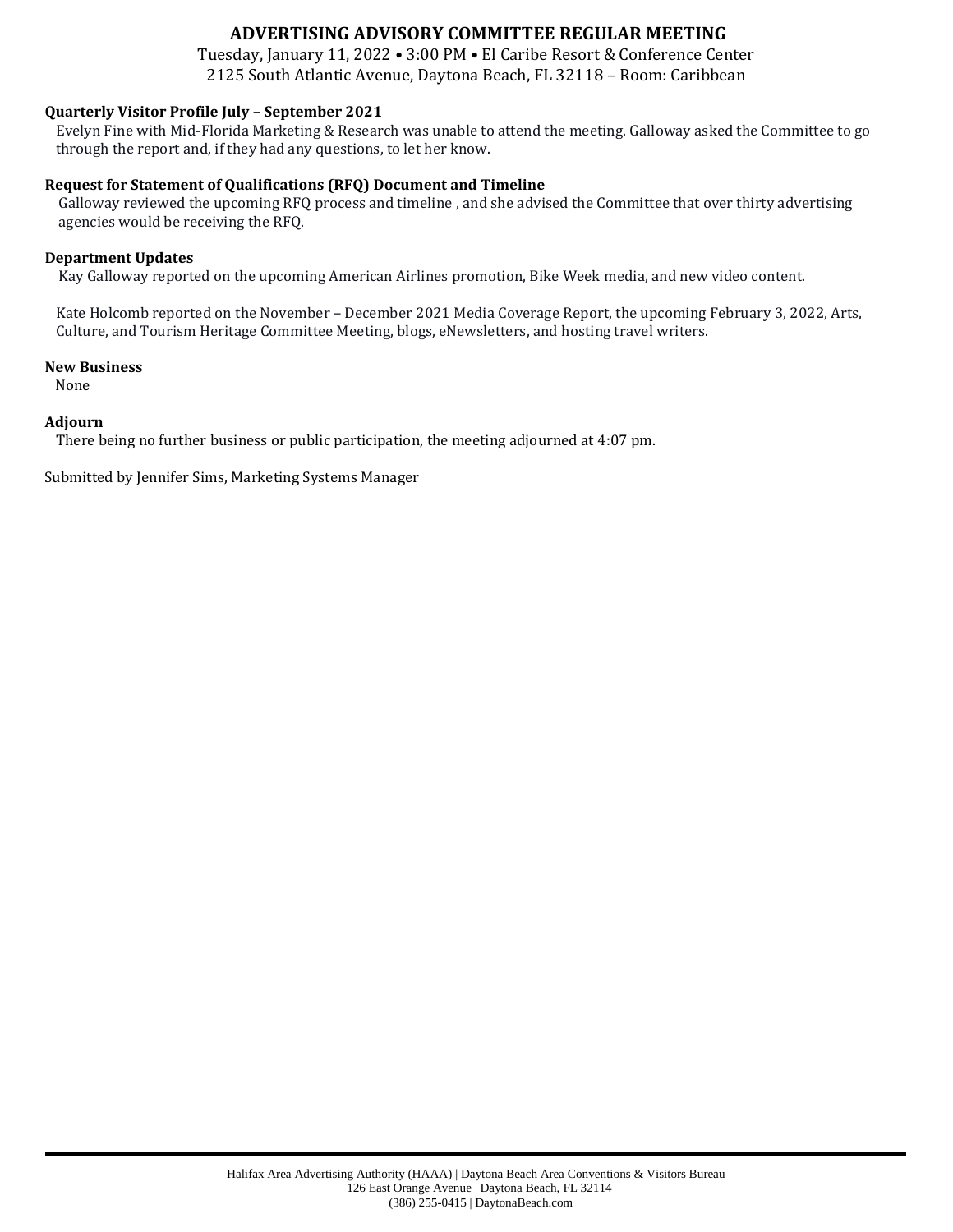**ADVERTISING ADVISORY COMMITTEE REGULAR MEETING**

Tuesday, January 11, 2022 • 3:00 PM • El Caribe Resort & Conference Center
2125 South Atlantic Avenue, Daytona Beach, FL 32118 – Room: Caribbean

**Quarterly Visitor Profile July – September 2021**

Evelyn Fine with Mid-Florida Marketing & Research was unable to attend the meeting. Galloway asked the Committee to go through the report and, if they had any questions, to let her know.

**Request for Statement of Qualifications (RFQ) Document and Timeline**

Galloway reviewed the upcoming RFQ process and timeline , and she advised the Committee that over thirty advertising agencies would be receiving the RFQ.

**Department Updates**

Kay Galloway reported on the upcoming American Airlines promotion, Bike Week media, and new video content.

Kate Holcomb reported on the November – December 2021 Media Coverage Report, the upcoming February 3, 2022, Arts, Culture, and Tourism Heritage Committee Meeting, blogs, eNewsletters, and hosting travel writers.

**New Business**

None

**Adjourn**

There being no further business or public participation, the meeting adjourned at 4:07 pm.

Submitted by Jennifer Sims, Marketing Systems Manager

Halifax Area Advertising Authority (HAAA) | Daytona Beach Area Conventions & Visitors Bureau
126 East Orange Avenue | Daytona Beach, FL 32114
(386) 255-0415 | DaytonaBeach.com